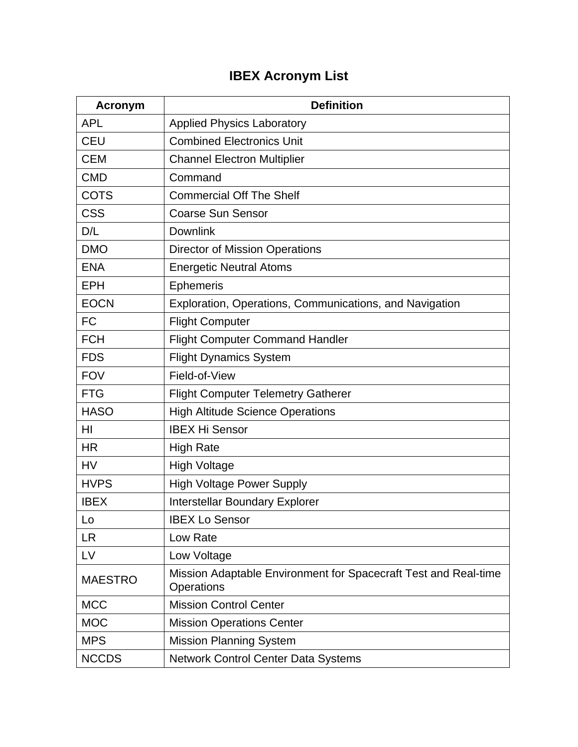# IBEX Acronym List

| Acronym | Definition |
|---|---|
| APL | Applied Physics Laboratory |
| CEU | Combined Electronics Unit |
| CEM | Channel Electron Multiplier |
| CMD | Command |
| COTS | Commercial Off The Shelf |
| CSS | Coarse Sun Sensor |
| D/L | Downlink |
| DMO | Director of Mission Operations |
| ENA | Energetic Neutral Atoms |
| EPH | Ephemeris |
| EOCN | Exploration, Operations, Communications, and Navigation |
| FC | Flight Computer |
| FCH | Flight Computer Command Handler |
| FDS | Flight Dynamics System |
| FOV | Field-of-View |
| FTG | Flight Computer Telemetry Gatherer |
| HASO | High Altitude Science Operations |
| HI | IBEX Hi Sensor |
| HR | High Rate |
| HV | High Voltage |
| HVPS | High Voltage Power Supply |
| IBEX | Interstellar Boundary Explorer |
| Lo | IBEX Lo Sensor |
| LR | Low Rate |
| LV | Low Voltage |
| MAESTRO | Mission Adaptable Environment for Spacecraft Test and Real-time Operations |
| MCC | Mission Control Center |
| MOC | Mission Operations Center |
| MPS | Mission Planning System |
| NCCDS | Network Control Center Data Systems |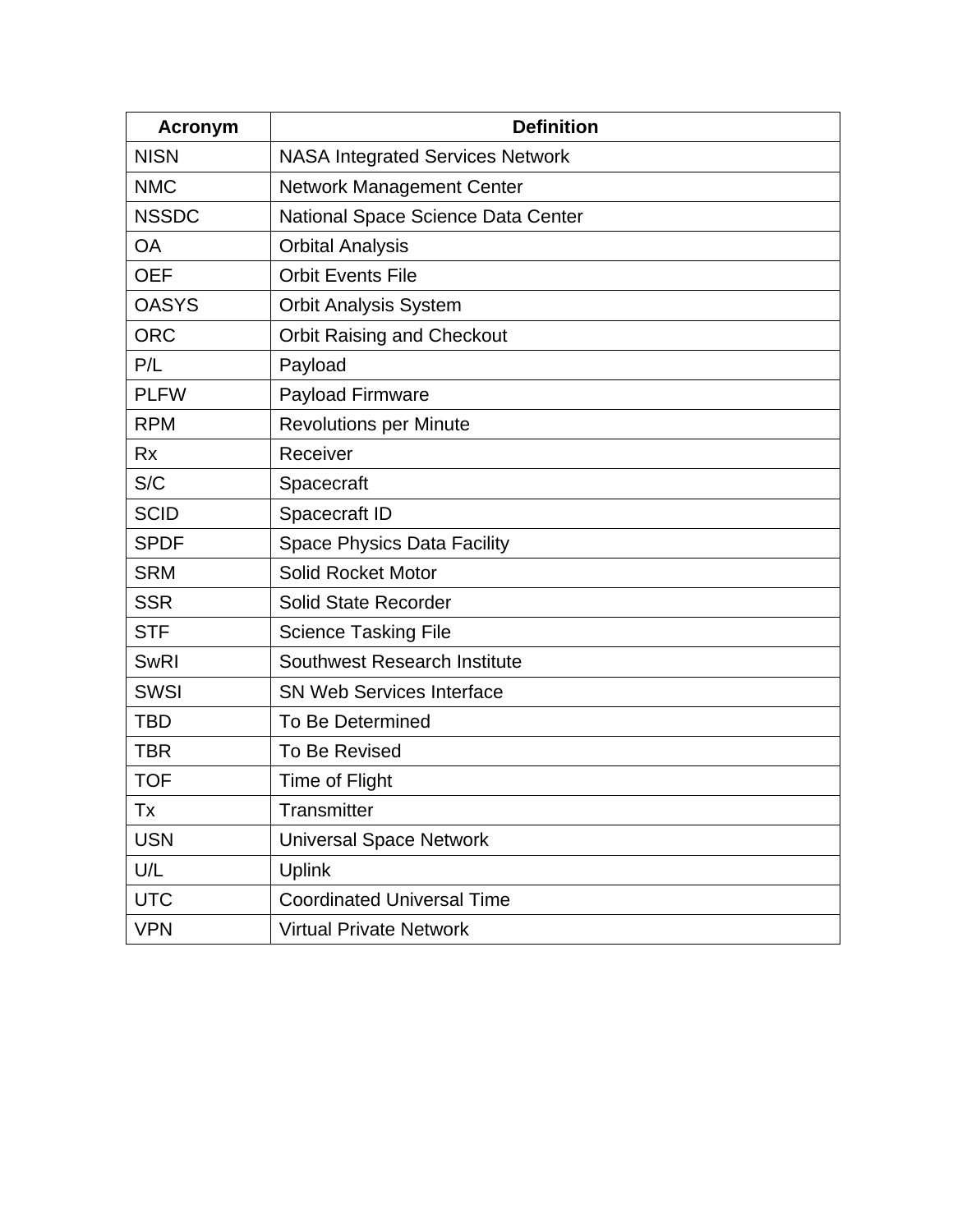| Acronym | Definition |
|---|---|
| NISN | NASA Integrated Services Network |
| NMC | Network Management Center |
| NSSDC | National Space Science Data Center |
| OA | Orbital Analysis |
| OEF | Orbit Events File |
| OASYS | Orbit Analysis System |
| ORC | Orbit Raising and Checkout |
| P/L | Payload |
| PLFW | Payload Firmware |
| RPM | Revolutions per Minute |
| Rx | Receiver |
| S/C | Spacecraft |
| SCID | Spacecraft ID |
| SPDF | Space Physics Data Facility |
| SRM | Solid Rocket Motor |
| SSR | Solid State Recorder |
| STF | Science Tasking File |
| SwRI | Southwest Research Institute |
| SWSI | SN Web Services Interface |
| TBD | To Be Determined |
| TBR | To Be Revised |
| TOF | Time of Flight |
| Tx | Transmitter |
| USN | Universal Space Network |
| U/L | Uplink |
| UTC | Coordinated Universal Time |
| VPN | Virtual Private Network |